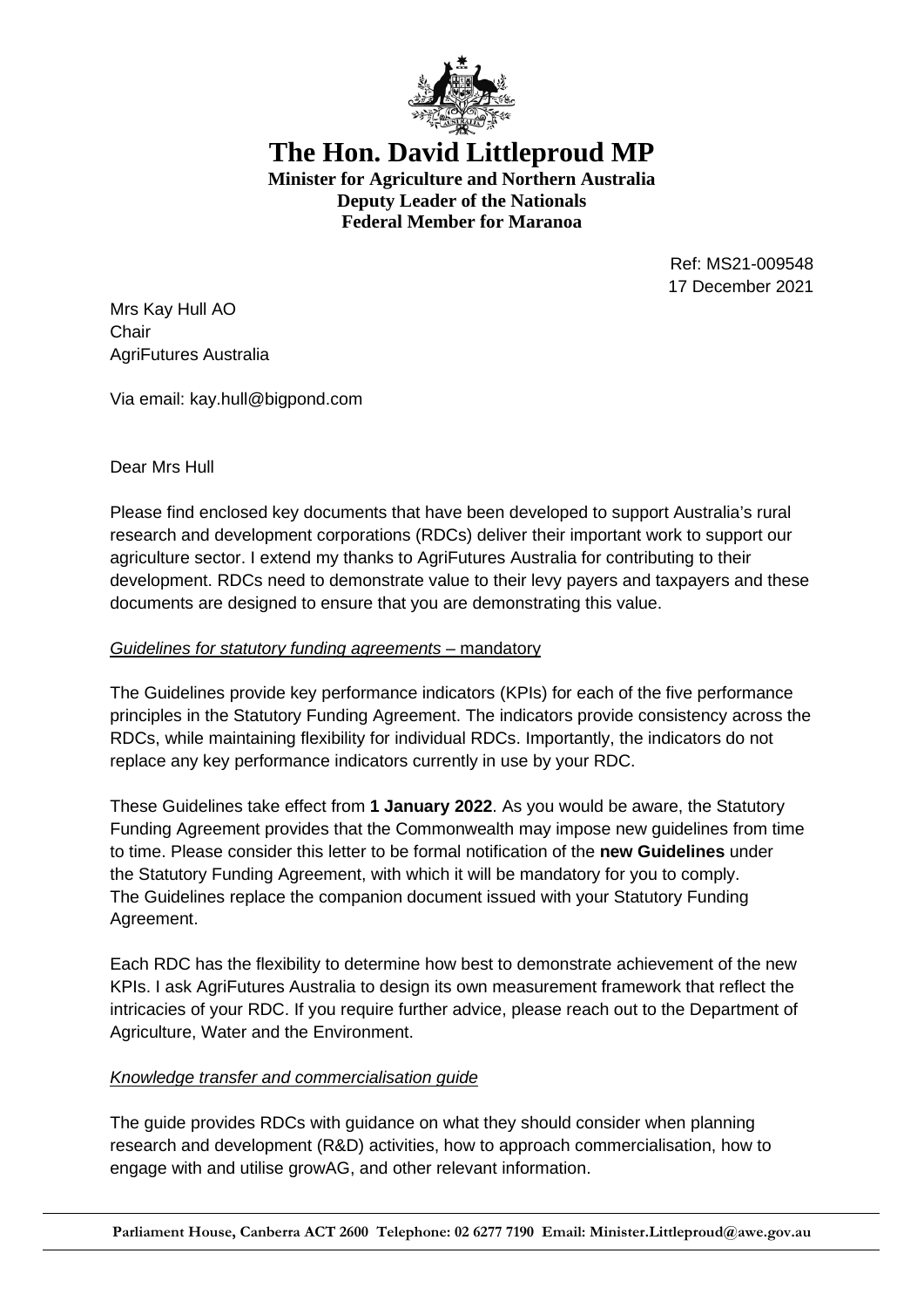# The Hon. David Littleproud MP

**Minister for Agriculture and Northern Australia**
**Deputy Leader of the Nationals**
**Federal Member for Maranoa**

Ref: MS21-009548
17 December 2021

Mrs Kay Hull AO
Chair
AgriFutures Australia

Via email: kay.hull@bigpond.com

Dear Mrs Hull

Please find enclosed key documents that have been developed to support Australia's rural research and development corporations (RDCs) deliver their important work to support our agriculture sector. I extend my thanks to AgriFutures Australia for contributing to their development. RDCs need to demonstrate value to their levy payers and taxpayers and these documents are designed to ensure that you are demonstrating this value.

*Guidelines for statutory funding agreements* – mandatory

The Guidelines provide key performance indicators (KPIs) for each of the five performance principles in the Statutory Funding Agreement. The indicators provide consistency across the RDCs, while maintaining flexibility for individual RDCs. Importantly, the indicators do not replace any key performance indicators currently in use by your RDC.

These Guidelines take effect from **1 January 2022**. As you would be aware, the Statutory Funding Agreement provides that the Commonwealth may impose new guidelines from time to time. Please consider this letter to be formal notification of the **new Guidelines** under the Statutory Funding Agreement, with which it will be mandatory for you to comply. The Guidelines replace the companion document issued with your Statutory Funding Agreement.

Each RDC has the flexibility to determine how best to demonstrate achievement of the new KPIs. I ask AgriFutures Australia to design its own measurement framework that reflect the intricacies of your RDC. If you require further advice, please reach out to the Department of Agriculture, Water and the Environment.

*Knowledge transfer and commercialisation guide*

The guide provides RDCs with guidance on what they should consider when planning research and development (R&D) activities, how to approach commercialisation, how to engage with and utilise growAG, and other relevant information.

**Parliament House, Canberra ACT 2600 Telephone: 02 6277 7190 Email: Minister.Littleproud@awe.gov.au**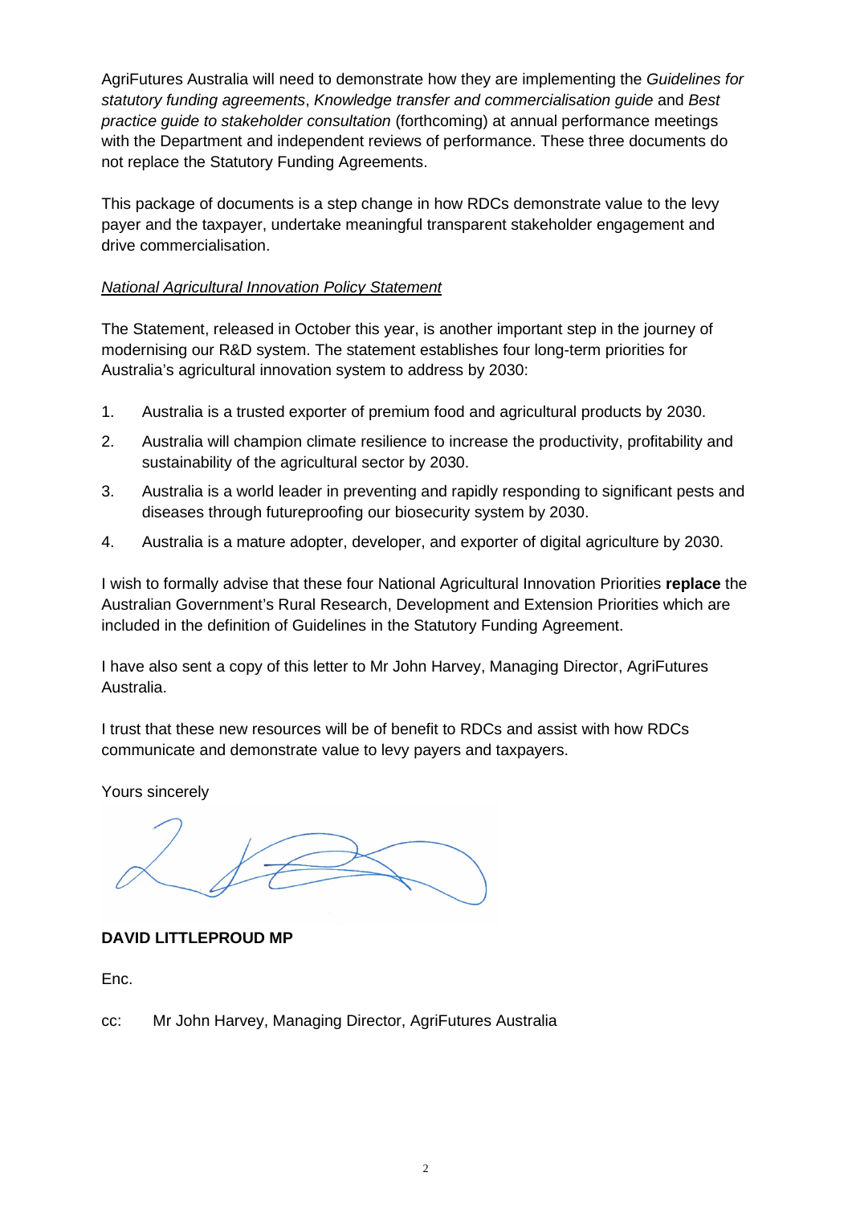AgriFutures Australia will need to demonstrate how they are implementing the *Guidelines for statutory funding agreements*, *Knowledge transfer and commercialisation guide* and *Best practice guide to stakeholder consultation* (forthcoming) at annual performance meetings with the Department and independent reviews of performance. These three documents do not replace the Statutory Funding Agreements.

This package of documents is a step change in how RDCs demonstrate value to the levy payer and the taxpayer, undertake meaningful transparent stakeholder engagement and drive commercialisation.

<u>National Agricultural Innovation Policy Statement</u>

The Statement, released in October this year, is another important step in the journey of modernising our R&D system. The statement establishes four long-term priorities for Australia's agricultural innovation system to address by 2030:

1. Australia is a trusted exporter of premium food and agricultural products by 2030.
2. Australia will champion climate resilience to increase the productivity, profitability and sustainability of the agricultural sector by 2030.
3. Australia is a world leader in preventing and rapidly responding to significant pests and diseases through futureproofing our biosecurity system by 2030.
4. Australia is a mature adopter, developer, and exporter of digital agriculture by 2030.

I wish to formally advise that these four National Agricultural Innovation Priorities **replace** the Australian Government's Rural Research, Development and Extension Priorities which are included in the definition of Guidelines in the Statutory Funding Agreement.

I have also sent a copy of this letter to Mr John Harvey, Managing Director, AgriFutures Australia.

I trust that these new resources will be of benefit to RDCs and assist with how RDCs communicate and demonstrate value to levy payers and taxpayers.

Yours sincerely

**DAVID LITTLEPROUD MP**

Enc.

cc: Mr John Harvey, Managing Director, AgriFutures Australia